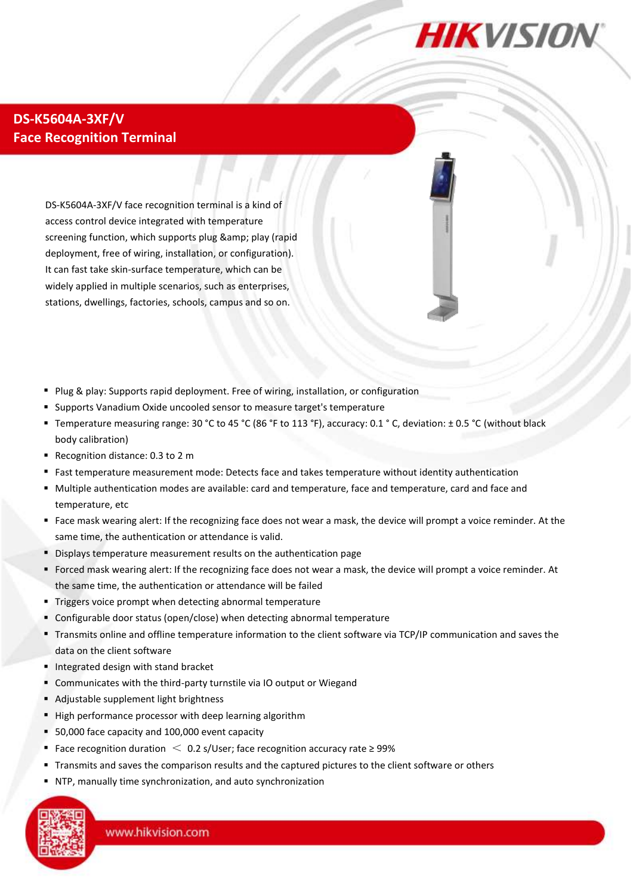# DS-K5604A-3XF/V
## Face Recognition Terminal

DS-K5604A-3XF/V face recognition terminal is a kind of access control device integrated with temperature screening function, which supports plug &amp; play (rapid deployment, free of wiring, installation, or configuration). It can fast take skin-surface temperature, which can be widely applied in multiple scenarios, such as enterprises, stations, dwellings, factories, schools, campus and so on.

- Plug & play: Supports rapid deployment. Free of wiring, installation, or configuration
- Supports Vanadium Oxide uncooled sensor to measure target's temperature
- Temperature measuring range: 30 °C to 45 °C (86 °F to 113 °F), accuracy: 0.1 ° C, deviation: ± 0.5 °C (without black body calibration)
- Recognition distance: 0.3 to 2 m
- Fast temperature measurement mode: Detects face and takes temperature without identity authentication
- Multiple authentication modes are available: card and temperature, face and temperature, card and face and temperature, etc
- Face mask wearing alert: If the recognizing face does not wear a mask, the device will prompt a voice reminder. At the same time, the authentication or attendance is valid.
- Displays temperature measurement results on the authentication page
- Forced mask wearing alert: If the recognizing face does not wear a mask, the device will prompt a voice reminder. At the same time, the authentication or attendance will be failed
- Triggers voice prompt when detecting abnormal temperature
- Configurable door status (open/close) when detecting abnormal temperature
- Transmits online and offline temperature information to the client software via TCP/IP communication and saves the data on the client software
- Integrated design with stand bracket
- Communicates with the third-party turnstile via IO output or Wiegand
- Adjustable supplement light brightness
- High performance processor with deep learning algorithm
- 50,000 face capacity and 100,000 event capacity
- Face recognition duration ＜ 0.2 s/User; face recognition accuracy rate ≥ 99%
- Transmits and saves the comparison results and the captured pictures to the client software or others
- NTP, manually time synchronization, and auto synchronization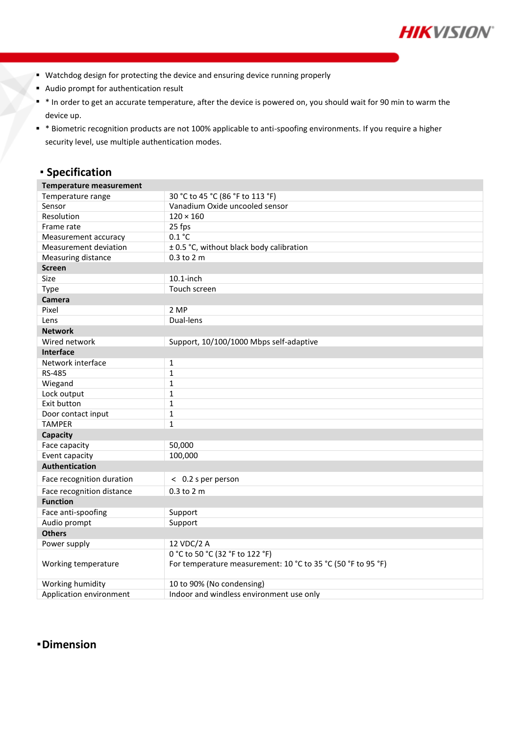- Watchdog design for protecting the device and ensuring device running properly
- Audio prompt for authentication result
- * In order to get an accurate temperature, after the device is powered on, you should wait for 90 min to warm the device up.
- * Biometric recognition products are not 100% applicable to anti-spoofing environments. If you require a higher security level, use multiple authentication modes.

## Specification

| **Temperature measurement** | |
|---|---|
| Temperature range | 30 °C to 45 °C (86 °F to 113 °F) |
| Sensor | Vanadium Oxide uncooled sensor |
| Resolution | 120 × 160 |
| Frame rate | 25 fps |
| Measurement accuracy | 0.1 °C |
| Measurement deviation | ± 0.5 °C, without black body calibration |
| Measuring distance | 0.3 to 2 m |
| **Screen** | |
| Size | 10.1-inch |
| Type | Touch screen |
| **Camera** | |
| Pixel | 2 MP |
| Lens | Dual-lens |
| **Network** | |
| Wired network | Support, 10/100/1000 Mbps self-adaptive |
| **Interface** | |
| Network interface | 1 |
| RS-485 | 1 |
| Wiegand | 1 |
| Lock output | 1 |
| Exit button | 1 |
| Door contact input | 1 |
| TAMPER | 1 |
| **Capacity** | |
| Face capacity | 50,000 |
| Event capacity | 100,000 |
| **Authentication** | |
| Face recognition duration | < 0.2 s per person |
| Face recognition distance | 0.3 to 2 m |
| **Function** | |
| Face anti-spoofing | Support |
| Audio prompt | Support |
| **Others** | |
| Power supply | 12 VDC/2 A |
| Working temperature | 0 °C to 50 °C (32 °F to 122 °F)<br>For temperature measurement: 10 °C to 35 °C (50 °F to 95 °F) |
| Working humidity | 10 to 90% (No condensing) |
| Application environment | Indoor and windless environment use only |

## Dimension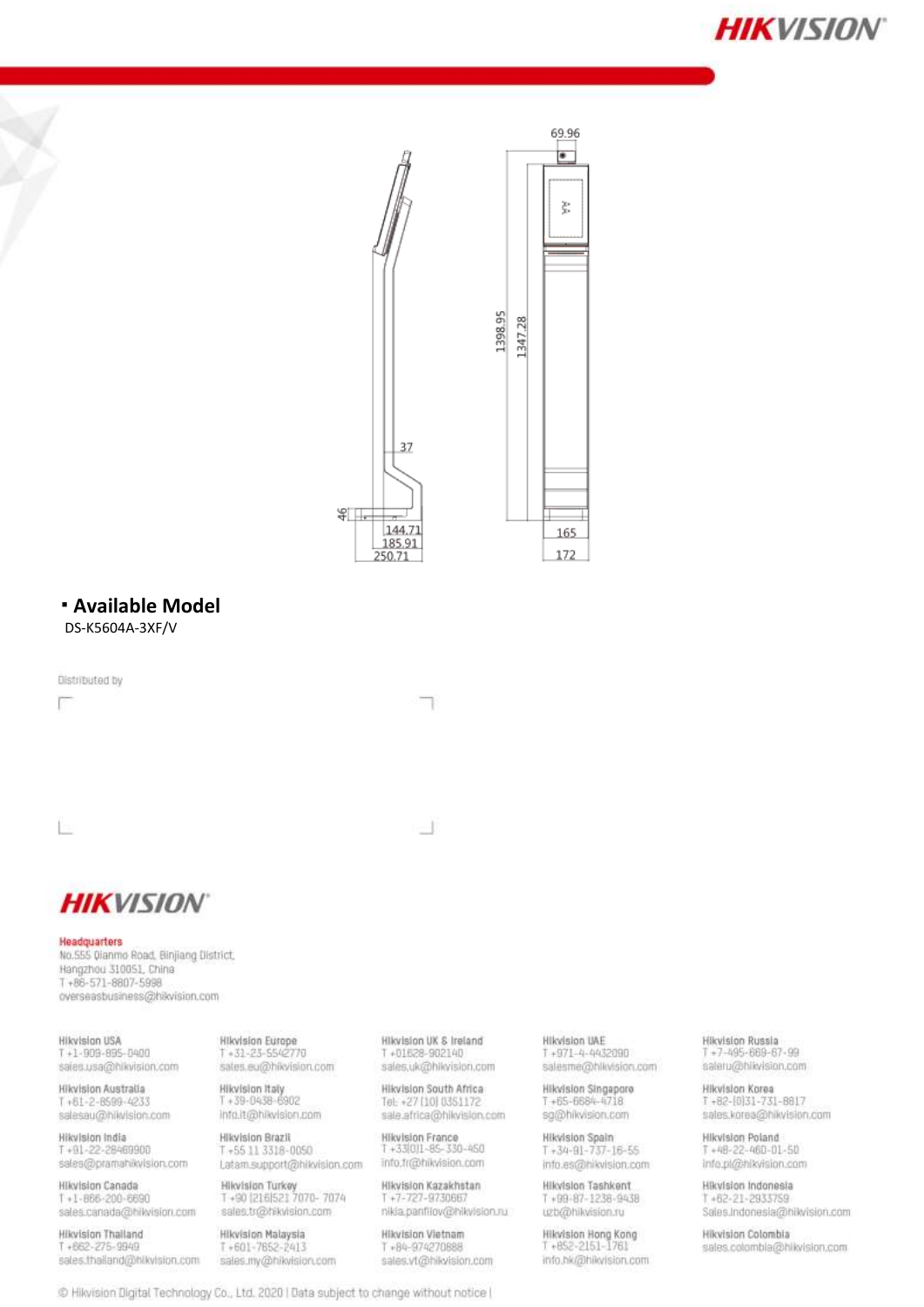69.96

1398.95

1347.28

37

46

144.71

185.91

250.71

165

172

## ▪ Available Model

DS-K5604A-3XF/V

Distributed by

**HIKVISION**

**Headquarters**
No.555 Qianmo Road, Binjiang District,
Hangzhou 310051, China
T +86-571-8807-5998
overseasbusiness@hikvision.com

**Hikvision USA**
T +1-909-895-0400
sales.usa@hikvision.com

**Hikvision Australia**
T +61-2-8599-4233
salesau@hikvision.com

**Hikvision India**
T +91-22-28469900
sales@pramahikvision.com

**Hikvision Canada**
T +1-866-200-6690
sales.canada@hikvision.com

**Hikvision Thailand**
T +662-275-9949
sales.thailand@hikvision.com

**Hikvision Europe**
T +31-23-5542770
sales.eu@hikvision.com

**Hikvision Italy**
T +39-0438-6902
info.it@hikvision.com

**Hikvision Brazil**
T +55 11 3318-0050
Latam.support@hikvision.com

**Hikvision Turkey**
T +90 (216)521 7070- 7074
sales.tr@hikvision.com

**Hikvision Malaysia**
T +601-7652-2413
sales.my@hikvision.com

**Hikvision UK & Ireland**
T +01628-902140
sales.uk@hikvision.com

**Hikvision South Africa**
Tel: +27 (10) 0351172
sale.africa@hikvision.com

**Hikvision France**
T +33(0)1-85-330-450
info.fr@hikvision.com

**Hikvision Kazakhstan**
T +7-727-9730667
nikia.panfilov@hikvision.ru

**Hikvision Vietnam**
T +84-974270888
sales.vt@hikvision.com

**Hikvision UAE**
T +971-4-4432090
salesme@hikvision.com

**Hikvision Singapore**
T +65-6684-4718
sg@hikvision.com

**Hikvision Spain**
T +34-91-737-16-55
info.es@hikvision.com

**Hikvision Tashkent**
T +99-87-1238-9438
uzb@hikvision.ru

**Hikvision Hong Kong**
T +852-2151-1761
info.hk@hikvision.com

**Hikvision Russia**
T +7-495-669-67-99
saleru@hikvision.com

**Hikvision Korea**
T +82-(0)31-731-8817
sales.korea@hikvision.com

**Hikvision Poland**
T +48-22-460-01-50
info.pl@hikvision.com

**Hikvision Indonesia**
T +62-21-2933759
Sales.indonesia@hikvision.com

**Hikvision Colombia**
sales.colombia@hikvision.com

© Hikvision Digital Technology Co., Ltd. 2020 | Data subject to change without notice |